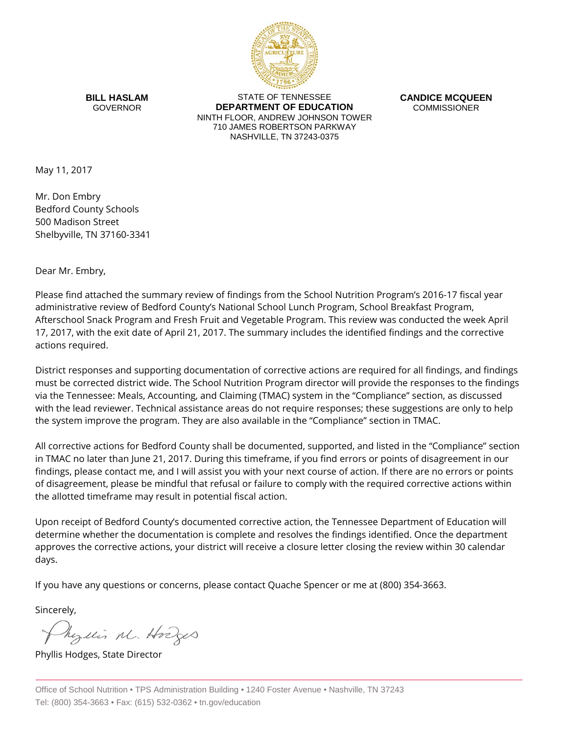**BILL HASLAM**
GOVERNOR

STATE OF TENNESSEE
**DEPARTMENT OF EDUCATION**
NINTH FLOOR, ANDREW JOHNSON TOWER
710 JAMES ROBERTSON PARKWAY
NASHVILLE, TN 37243-0375

**CANDICE MCQUEEN**
COMMISSIONER

May 11, 2017

Mr. Don Embry
Bedford County Schools
500 Madison Street
Shelbyville, TN 37160-3341

Dear Mr. Embry,

Please find attached the summary review of findings from the School Nutrition Program's 2016-17 fiscal year administrative review of Bedford County's National School Lunch Program, School Breakfast Program, Afterschool Snack Program and Fresh Fruit and Vegetable Program. This review was conducted the week April 17, 2017, with the exit date of April 21, 2017. The summary includes the identified findings and the corrective actions required.

District responses and supporting documentation of corrective actions are required for all findings, and findings must be corrected district wide. The School Nutrition Program director will provide the responses to the findings via the Tennessee: Meals, Accounting, and Claiming (TMAC) system in the "Compliance" section, as discussed with the lead reviewer. Technical assistance areas do not require responses; these suggestions are only to help the system improve the program. They are also available in the "Compliance" section in TMAC.

All corrective actions for Bedford County shall be documented, supported, and listed in the "Compliance" section in TMAC no later than June 21, 2017. During this timeframe, if you find errors or points of disagreement in our findings, please contact me, and I will assist you with your next course of action. If there are no errors or points of disagreement, please be mindful that refusal or failure to comply with the required corrective actions within the allotted timeframe may result in potential fiscal action.

Upon receipt of Bedford County's documented corrective action, the Tennessee Department of Education will determine whether the documentation is complete and resolves the findings identified. Once the department approves the corrective actions, your district will receive a closure letter closing the review within 30 calendar days.

If you have any questions or concerns, please contact Quache Spencer or me at (800) 354-3663.

Sincerely,

Phyllis M. Hodges

Phyllis Hodges, State Director

Office of School Nutrition • TPS Administration Building • 1240 Foster Avenue • Nashville, TN 37243
Tel: (800) 354-3663 • Fax: (615) 532-0362 • tn.gov/education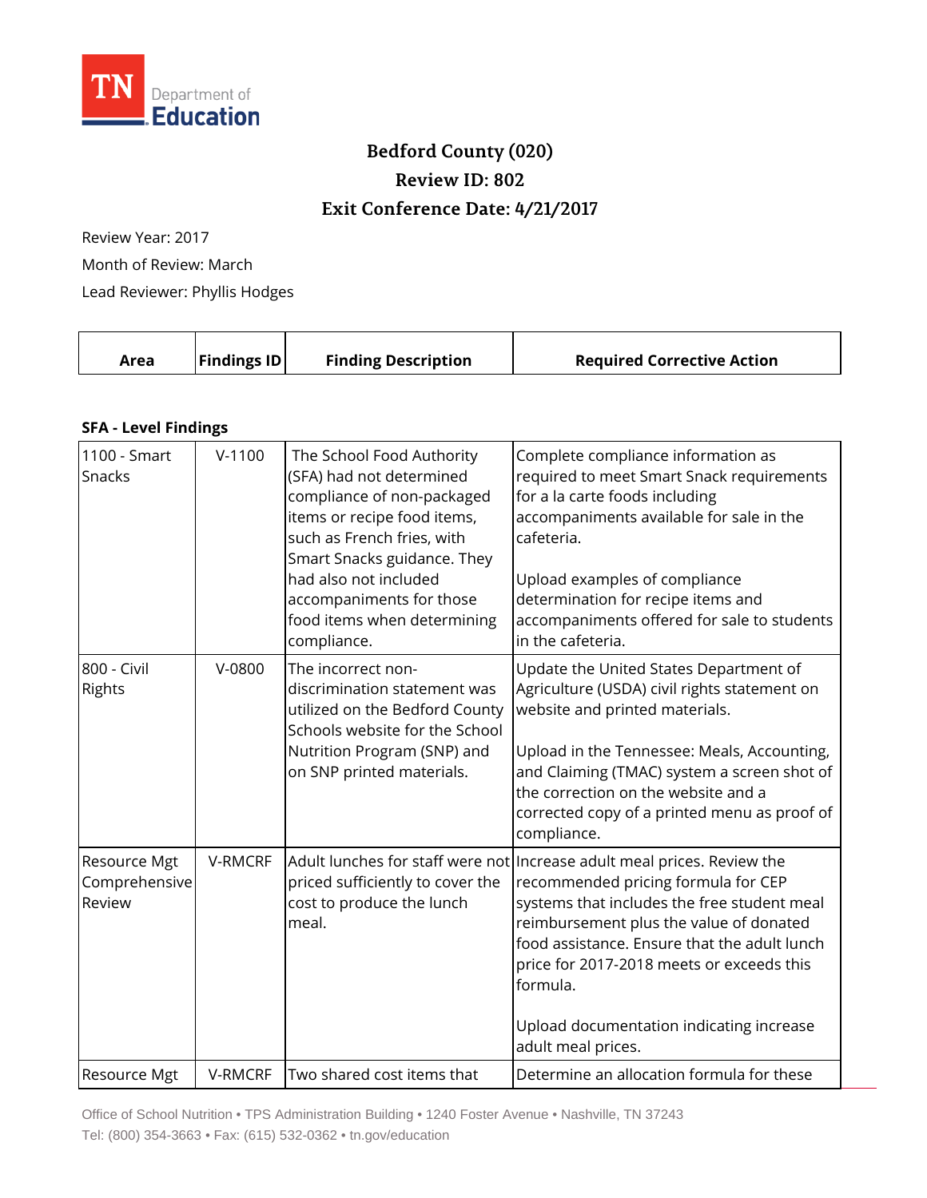# Bedford County (020)

## Review ID: 802

## Exit Conference Date: 4/21/2017

Review Year: 2017

Month of Review: March

Lead Reviewer: Phyllis Hodges

| Area | Findings ID | Finding Description | Required Corrective Action |
|---|---|---|---|

**SFA - Level Findings**

| Area | Findings ID | Finding Description | Required Corrective Action |
|---|---|---|---|
| 1100 - Smart Snacks | V-1100 | The School Food Authority (SFA) had not determined compliance of non-packaged items or recipe food items, such as French fries, with Smart Snacks guidance. They had also not included accompaniments for those food items when determining compliance. | Complete compliance information as required to meet Smart Snack requirements for a la carte foods including accompaniments available for sale in the cafeteria.<br><br>Upload examples of compliance determination for recipe items and accompaniments offered for sale to students in the cafeteria. |
| 800 - Civil Rights | V-0800 | The incorrect non-discrimination statement was utilized on the Bedford County Schools website for the School Nutrition Program (SNP) and on SNP printed materials. | Update the United States Department of Agriculture (USDA) civil rights statement on website and printed materials.<br><br>Upload in the Tennessee: Meals, Accounting, and Claiming (TMAC) system a screen shot of the correction on the website and a corrected copy of a printed menu as proof of compliance. |
| Resource Mgt Comprehensive Review | V-RMCRF | Adult lunches for staff were not priced sufficiently to cover the cost to produce the lunch meal. | Increase adult meal prices. Review the recommended pricing formula for CEP systems that includes the free student meal reimbursement plus the value of donated food assistance. Ensure that the adult lunch price for 2017-2018 meets or exceeds this formula.<br><br>Upload documentation indicating increase adult meal prices. |
| Resource Mgt | V-RMCRF | Two shared cost items that | Determine an allocation formula for these |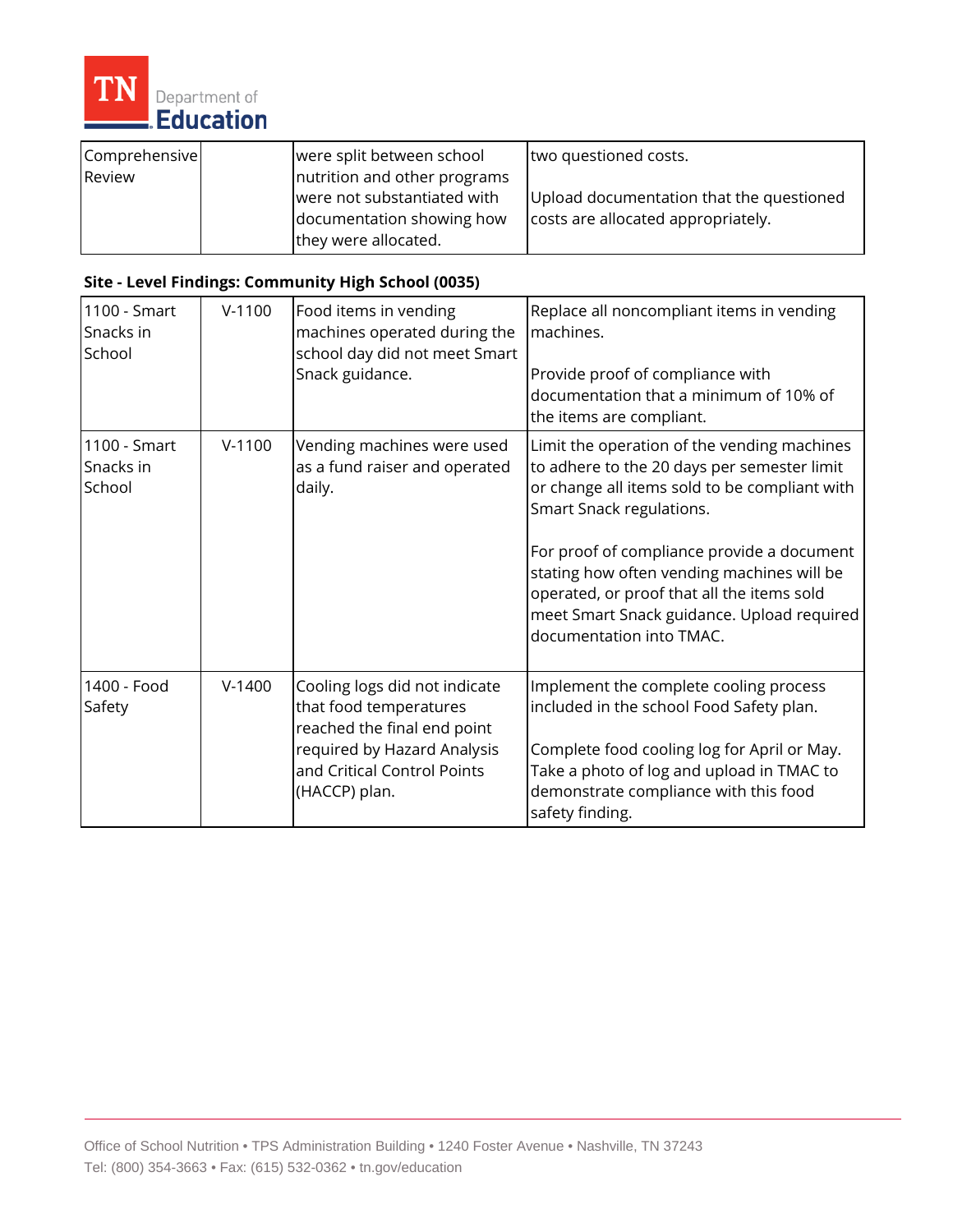| | | | |
|---|---|---|---|
| Comprehensive Review | | were split between school nutrition and other programs were not substantiated with documentation showing how they were allocated. | two questioned costs.<br><br>Upload documentation that the questioned costs are allocated appropriately. |

**Site - Level Findings: Community High School (0035)**

| | | | |
|---|---|---|---|
| 1100 - Smart Snacks in School | V-1100 | Food items in vending machines operated during the school day did not meet Smart Snack guidance. | Replace all noncompliant items in vending machines.<br><br>Provide proof of compliance with documentation that a minimum of 10% of the items are compliant. |
| 1100 - Smart Snacks in School | V-1100 | Vending machines were used as a fund raiser and operated daily. | Limit the operation of the vending machines to adhere to the 20 days per semester limit or change all items sold to be compliant with Smart Snack regulations.<br><br>For proof of compliance provide a document stating how often vending machines will be operated, or proof that all the items sold meet Smart Snack guidance. Upload required documentation into TMAC. |
| 1400 - Food Safety | V-1400 | Cooling logs did not indicate that food temperatures reached the final end point required by Hazard Analysis and Critical Control Points (HACCP) plan. | Implement the complete cooling process included in the school Food Safety plan.<br><br>Complete food cooling log for April or May. Take a photo of log and upload in TMAC to demonstrate compliance with this food safety finding. |